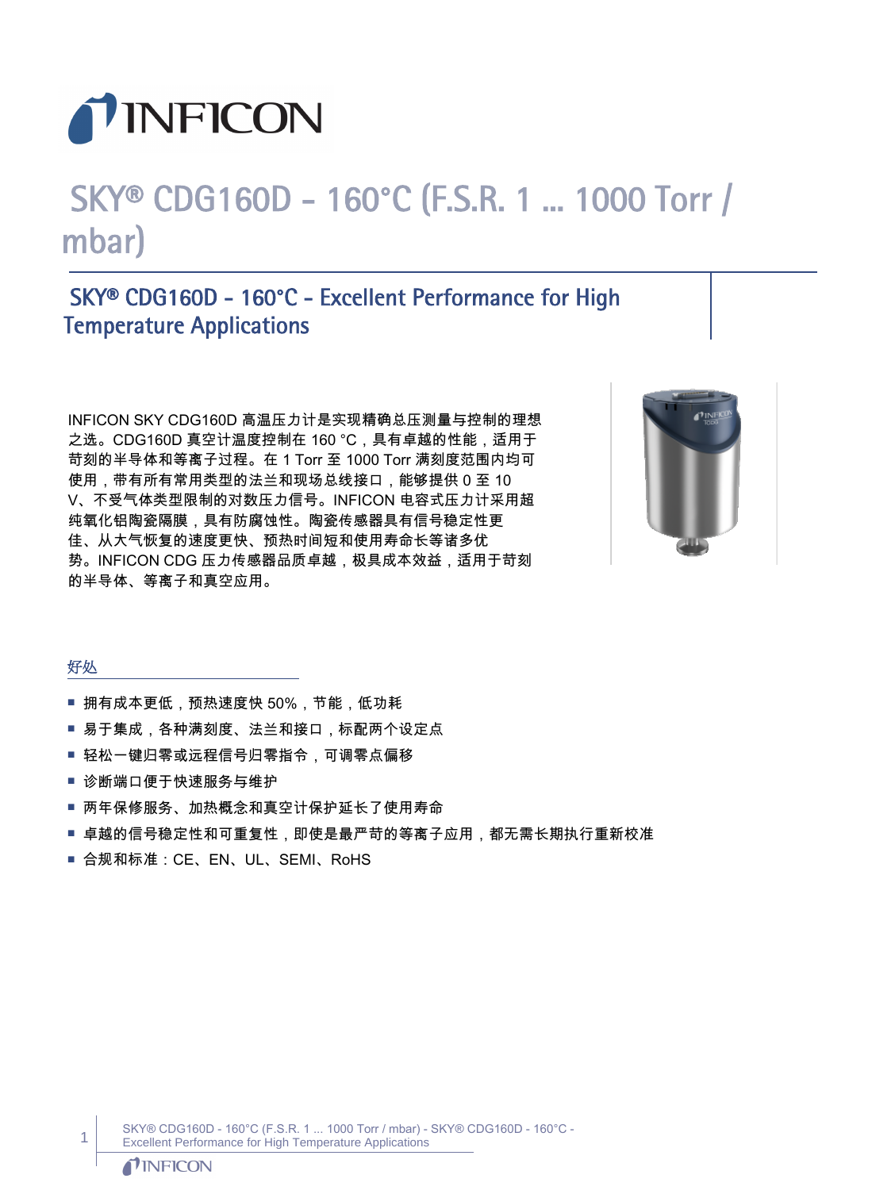# SKY® CDG160D - 160°C (F.S.R. 1 ... 1000 Torr / mbar)

## SKY® CDG160D - 160°C - Excellent Performance for High Temperature Applications

INFICON SKY CDG160D 高温压力计是实现精确总压测量与控制的理想之选。CDG160D 真空计温度控制在 160 °C，具有卓越的性能，适用于苛刻的半导体和等离子过程。在 1 Torr 至 1000 Torr 满刻度范围内均可使用，带有所有常用类型的法兰和现场总线接口，能够提供 0 至 10 V、不受气体类型限制的对数压力信号。INFICON 电容式压力计采用超纯氧化铝陶瓷隔膜，具有防腐蚀性。陶瓷传感器具有信号稳定性更佳、从大气恢复的速度更快、预热时间短和使用寿命长等诸多优势。INFICON CDG 压力传感器品质卓越，极具成本效益，适用于苛刻的半导体、等离子和真空应用。

### 好处

- 拥有成本更低，预热速度快 50%，节能，低功耗
- 易于集成，各种满刻度、法兰和接口，标配两个设定点
- 轻松一键归零或远程信号归零指令，可调零点偏移
- 诊断端口便于快速服务与维护
- 两年保修服务、加热概念和真空计保护延长了使用寿命
- 卓越的信号稳定性和可重复性，即使是最严苛的等离子应用，都无需长期执行重新校准
- 合规和标准：CE、EN、UL、SEMI、RoHS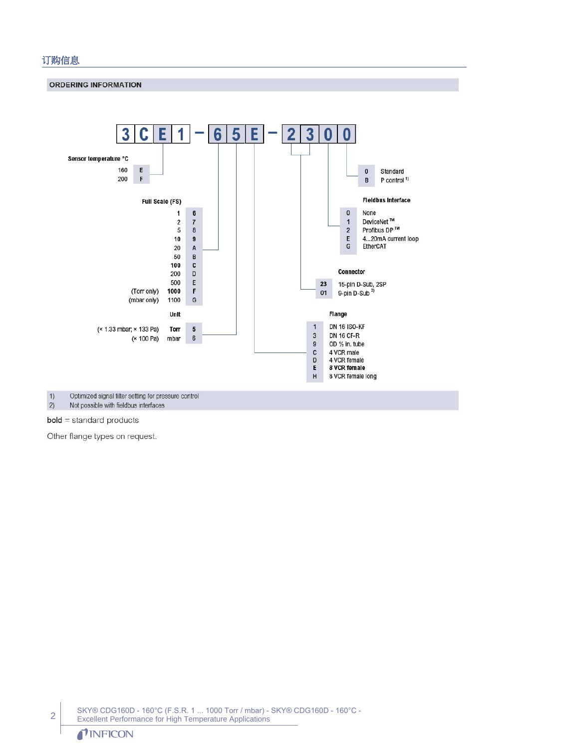## 订购信息

### ORDERING INFORMATION

**3CE1 - 65E - 2300**

**Sensor temperature °C**

| °C | Code |
|---|---|
| 160 | E |
| 200 | F |

**Full Scale (FS)**

| | FS | Code |
|---|---|---|
| | 1 | **6** |
| | 2 | **7** |
| | 5 | 8 |
| | 10 | **9** |
| | 20 | A |
| | 50 | B |
| | **100** | **C** |
| | 200 | D |
| | 500 | E |
| (Torr only) | **1000** | **F** |
| (mbar only) | 1100 | G |

**Unit**

| | Unit | Code |
|---|---|---|
| (× 1.33 mbar; × 133 Pa) | **Torr** | **5** |
| (× 100 Pa) | mbar | 6 |

**Flange**

| Code | Flange |
|---|---|
| 1 | DN 16 ISO-KF |
| 3 | DN 16 CF-R |
| 9 | OD ½ in. tube |
| C | 4 VCR male |
| D | 4 VCR female |
| **E** | **8 VCR female** |
| H | 8 VCR female long |

**Connector**

| Code | Connector |
|---|---|
| **23** | 15-pin D-Sub, 2SP |
| 01 | 9-pin D-Sub [2] |

**Fieldbus Interface**

| Code | Interface |
|---|---|
| 0 | None |
| 1 | DeviceNet™ |
| 2 | Profibus DP™ |
| E | 4...20mA current loop |
| G | EtherCAT |

| Code | |
|---|---|
| 0 | Standard |
| B | P control [1] |

1) Optimized signal filter setting for pressure control
2) Not possible with fieldbus interfaces

**bold** = standard products

Other flange types on request.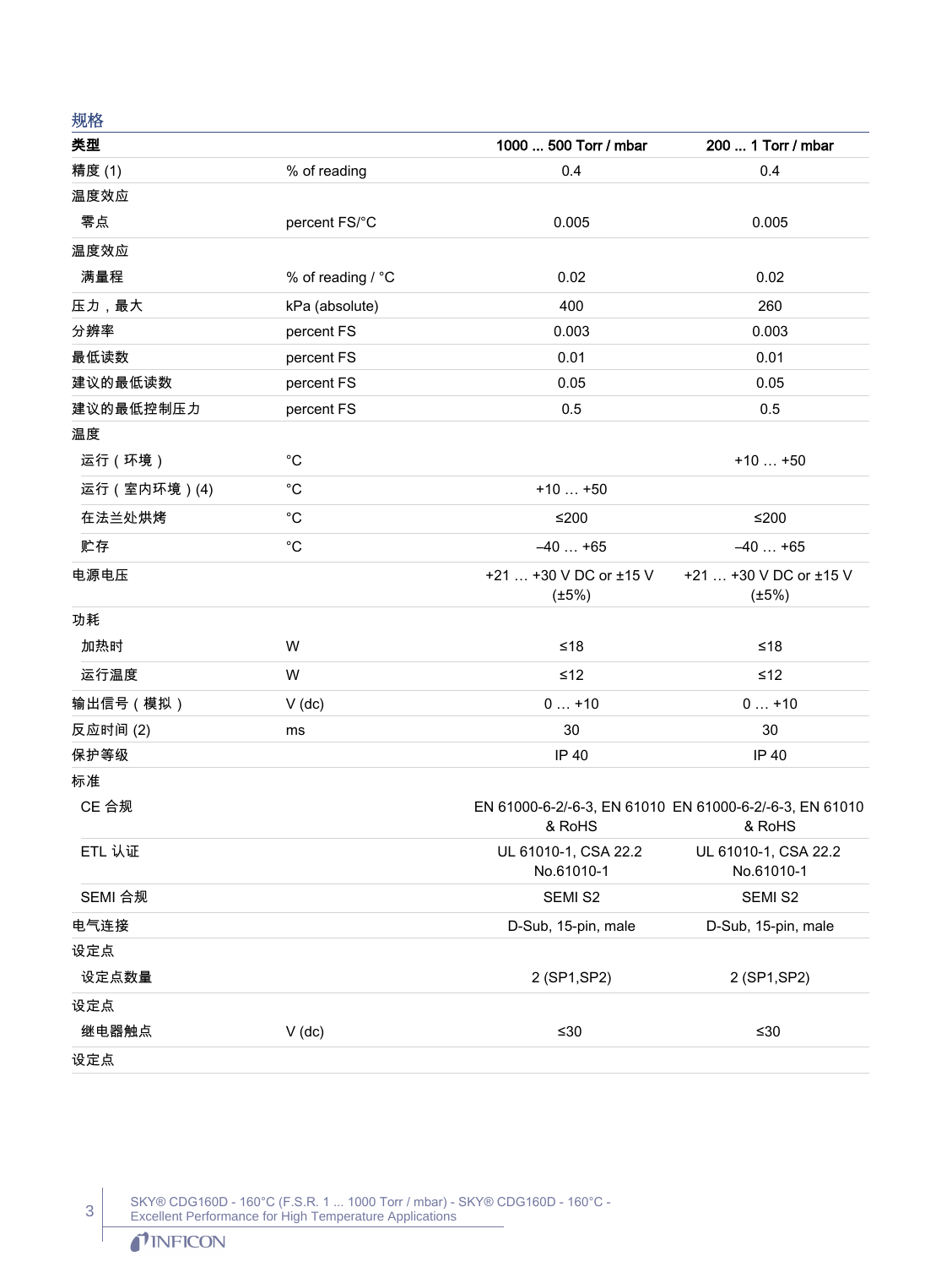## 规格

| 类型 | | 1000 ... 500 Torr / mbar | 200 ... 1 Torr / mbar |
|---|---|---|---|
| 精度 (1) | % of reading | 0.4 | 0.4 |
| 温度效应 | | | |
| 零点 | percent FS/°C | 0.005 | 0.005 |
| 温度效应 | | | |
| 满量程 | % of reading / °C | 0.02 | 0.02 |
| 压力，最大 | kPa (absolute) | 400 | 260 |
| 分辨率 | percent FS | 0.003 | 0.003 |
| 最低读数 | percent FS | 0.01 | 0.01 |
| 建议的最低读数 | percent FS | 0.05 | 0.05 |
| 建议的最低控制压力 | percent FS | 0.5 | 0.5 |
| 温度 | | | |
| 运行（环境） | °C | | +10 … +50 |
| 运行（室内环境）(4) | °C | +10 … +50 | |
| 在法兰处烘烤 | °C | ≤200 | ≤200 |
| 贮存 | °C | –40 … +65 | –40 … +65 |
| 电源电压 | | +21 … +30 V DC or ±15 V (±5%) | +21 … +30 V DC or ±15 V (±5%) |
| 功耗 | | | |
| 加热时 | W | ≤18 | ≤18 |
| 运行温度 | W | ≤12 | ≤12 |
| 输出信号（模拟） | V (dc) | 0 … +10 | 0 … +10 |
| 反应时间 (2) | ms | 30 | 30 |
| 保护等级 | | IP 40 | IP 40 |
| 标准 | | | |
| CE 合规 | | EN 61000-6-2/-6-3, EN 61010 & RoHS | EN 61000-6-2/-6-3, EN 61010 & RoHS |
| ETL 认证 | | UL 61010-1, CSA 22.2 No.61010-1 | UL 61010-1, CSA 22.2 No.61010-1 |
| SEMI 合规 | | SEMI S2 | SEMI S2 |
| 电气连接 | | D-Sub, 15-pin, male | D-Sub, 15-pin, male |
| 设定点 | | | |
| 设定点数量 | | 2 (SP1,SP2) | 2 (SP1,SP2) |
| 设定点 | | | |
| 继电器触点 | V (dc) | ≤30 | ≤30 |
| 设定点 | | | |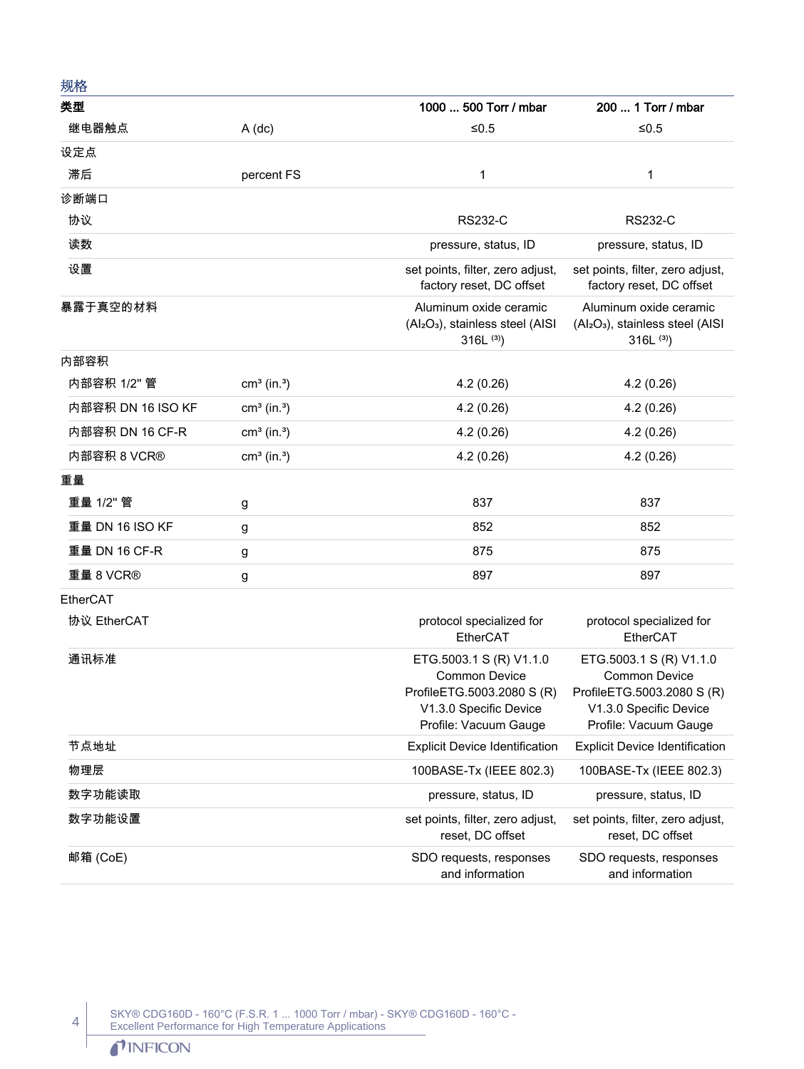## 规格

| 类型 | | 1000 ... 500 Torr / mbar | 200 ... 1 Torr / mbar |
|---|---|---|---|
| 继电器触点 | A (dc) | ≤0.5 | ≤0.5 |
| 设定点 | | | |
| 滞后 | percent FS | 1 | 1 |
| 诊断端口 | | | |
| 协议 | | RS232-C | RS232-C |
| 读数 | | pressure, status, ID | pressure, status, ID |
| 设置 | | set points, filter, zero adjust, factory reset, DC offset | set points, filter, zero adjust, factory reset, DC offset |
| 暴露于真空的材料 | | Aluminum oxide ceramic ($Al_2O_3$), stainless steel (AISI 316L [3]) | Aluminum oxide ceramic ($Al_2O_3$), stainless steel (AISI 316L [3]) |
| 内部容积 | | | |
| 内部容积 1/2" 管 | $cm^3$ ($in.^3$) | 4.2 (0.26) | 4.2 (0.26) |
| 内部容积 DN 16 ISO KF | $cm^3$ ($in.^3$) | 4.2 (0.26) | 4.2 (0.26) |
| 内部容积 DN 16 CF-R | $cm^3$ ($in.^3$) | 4.2 (0.26) | 4.2 (0.26) |
| 内部容积 8 VCR® | $cm^3$ ($in.^3$) | 4.2 (0.26) | 4.2 (0.26) |
| 重量 | | | |
| 重量 1/2" 管 | g | 837 | 837 |
| 重量 DN 16 ISO KF | g | 852 | 852 |
| 重量 DN 16 CF-R | g | 875 | 875 |
| 重量 8 VCR® | g | 897 | 897 |
| EtherCAT | | | |
| 协议 EtherCAT | | protocol specialized for EtherCAT | protocol specialized for EtherCAT |
| 通讯标准 | | ETG.5003.1 S (R) V1.1.0 Common Device ProfileETG.5003.2080 S (R) V1.3.0 Specific Device Profile: Vacuum Gauge | ETG.5003.1 S (R) V1.1.0 Common Device ProfileETG.5003.2080 S (R) V1.3.0 Specific Device Profile: Vacuum Gauge |
| 节点地址 | | Explicit Device Identification | Explicit Device Identification |
| 物理层 | | 100BASE-Tx (IEEE 802.3) | 100BASE-Tx (IEEE 802.3) |
| 数字功能读取 | | pressure, status, ID | pressure, status, ID |
| 数字功能设置 | | set points, filter, zero adjust, reset, DC offset | set points, filter, zero adjust, reset, DC offset |
| 邮箱 (CoE) | | SDO requests, responses and information | SDO requests, responses and information |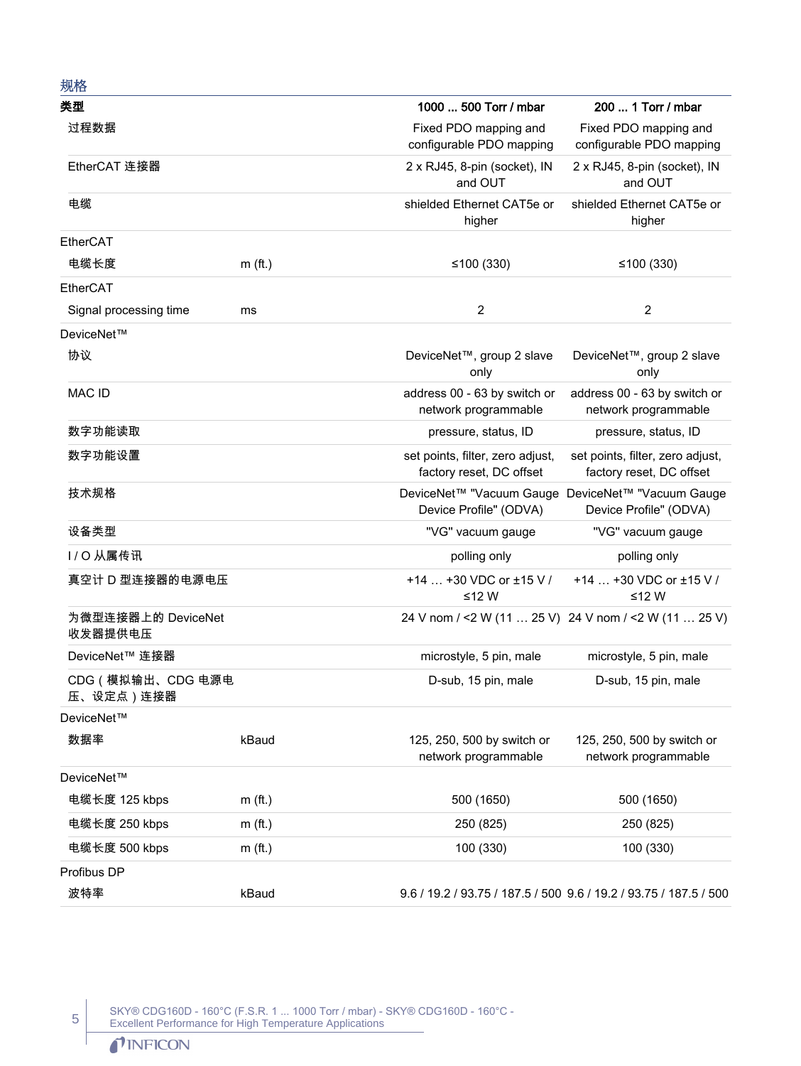## 规格

| 类型 | | 1000 ... 500 Torr / mbar | 200 ... 1 Torr / mbar |
|---|---|---|---|
| 过程数据 | | Fixed PDO mapping and configurable PDO mapping | Fixed PDO mapping and configurable PDO mapping |
| EtherCAT 连接器 | | 2 x RJ45, 8-pin (socket), IN and OUT | 2 x RJ45, 8-pin (socket), IN and OUT |
| 电缆 | | shielded Ethernet CAT5e or higher | shielded Ethernet CAT5e or higher |
| EtherCAT | | | |
| 电缆长度 | m (ft.) | ≤100 (330) | ≤100 (330) |
| EtherCAT | | | |
| Signal processing time | ms | 2 | 2 |
| DeviceNet™ | | | |
| 协议 | | DeviceNet™, group 2 slave only | DeviceNet™, group 2 slave only |
| MAC ID | | address 00 - 63 by switch or network programmable | address 00 - 63 by switch or network programmable |
| 数字功能读取 | | pressure, status, ID | pressure, status, ID |
| 数字功能设置 | | set points, filter, zero adjust, factory reset, DC offset | set points, filter, zero adjust, factory reset, DC offset |
| 技术规格 | | DeviceNet™ "Vacuum Gauge Device Profile" (ODVA) | DeviceNet™ "Vacuum Gauge Device Profile" (ODVA) |
| 设备类型 | | "VG" vacuum gauge | "VG" vacuum gauge |
| I / O 从属传讯 | | polling only | polling only |
| 真空计 D 型连接器的电源电压 | | +14 … +30 VDC or ±15 V / ≤12 W | +14 … +30 VDC or ±15 V / ≤12 W |
| 为微型连接器上的 DeviceNet 收发器提供电压 | | 24 V nom / <2 W (11 … 25 V) | 24 V nom / <2 W (11 … 25 V) |
| DeviceNet™ 连接器 | | microstyle, 5 pin, male | microstyle, 5 pin, male |
| CDG（模拟输出、CDG 电源电压、设定点）连接器 | | D-sub, 15 pin, male | D-sub, 15 pin, male |
| DeviceNet™ | | | |
| 数据率 | kBaud | 125, 250, 500 by switch or network programmable | 125, 250, 500 by switch or network programmable |
| DeviceNet™ | | | |
| 电缆长度 125 kbps | m (ft.) | 500 (1650) | 500 (1650) |
| 电缆长度 250 kbps | m (ft.) | 250 (825) | 250 (825) |
| 电缆长度 500 kbps | m (ft.) | 100 (330) | 100 (330) |
| Profibus DP | | | |
| 波特率 | kBaud | 9.6 / 19.2 / 93.75 / 187.5 / 500 | 9.6 / 19.2 / 93.75 / 187.5 / 500 |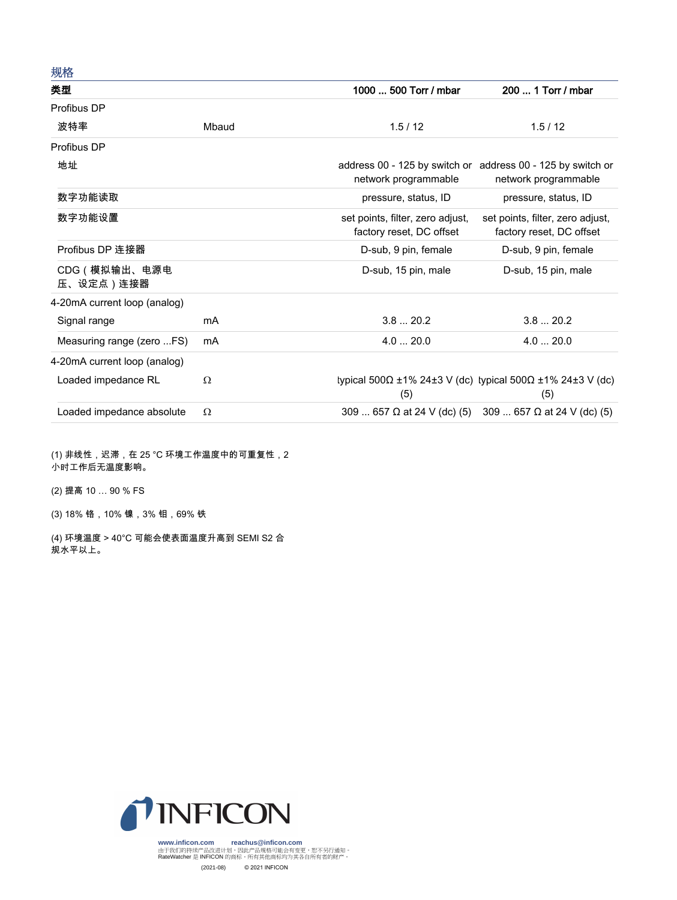## 规格

| 类型 | | 1000 ... 500 Torr / mbar | 200 ... 1 Torr / mbar |
|---|---|---|---|
| Profibus DP | | | |
| 波特率 | Mbaud | 1.5 / 12 | 1.5 / 12 |
| Profibus DP | | | |
| 地址 | | address 00 - 125 by switch or network programmable | address 00 - 125 by switch or network programmable |
| 数字功能读取 | | pressure, status, ID | pressure, status, ID |
| 数字功能设置 | | set points, filter, zero adjust, factory reset, DC offset | set points, filter, zero adjust, factory reset, DC offset |
| Profibus DP 连接器 | | D-sub, 9 pin, female | D-sub, 9 pin, female |
| CDG（模拟输出、电源电压、设定点）连接器 | | D-sub, 15 pin, male | D-sub, 15 pin, male |
| 4-20mA current loop (analog) | | | |
| Signal range | mA | 3.8 ... 20.2 | 3.8 ... 20.2 |
| Measuring range (zero ...FS) | mA | 4.0 ... 20.0 | 4.0 ... 20.0 |
| 4-20mA current loop (analog) | | | |
| Loaded impedance RL | Ω | typical 500Ω ±1% 24±3 V (dc) (5) | typical 500Ω ±1% 24±3 V (dc) (5) |
| Loaded impedance absolute | Ω | 309 ... 657 Ω at 24 V (dc) (5) | 309 ... 657 Ω at 24 V (dc) (5) |

(1) 非线性，迟滞，在 25 °C 环境工作温度中的可重复性，2 小时工作后无温度影响。

(2) 提高 10 … 90 % FS

(3) 18% 铬，10% 镍，3% 钼，69% 铁

(4) 环境温度 > 40°C 可能会使表面温度升高到 SEMI S2 合规水平以上。

INFICON

www.inficon.com reachus@inficon.com

由于我们的持续产品改进计划，因此产品规格可能会有变更，恕不另行通知。
RateWatcher 是 INFICON 的商标。所有其他商标均为其各自所有者的财产。

(2021-08) © 2021 INFICON